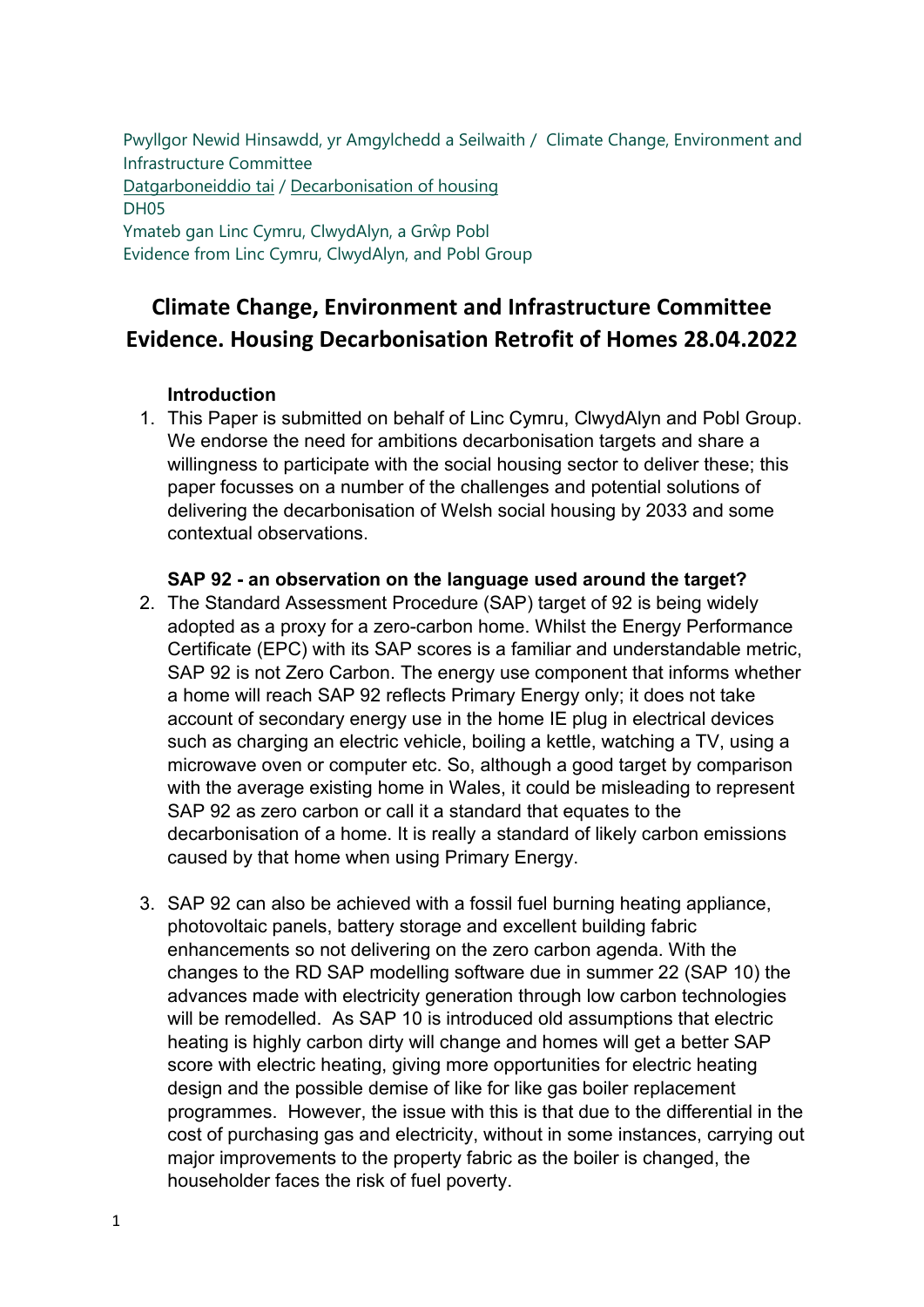Pwyllgor Newid Hinsawdd, yr Amgylchedd a Seilwaith / Climate Change, Environment and Infrastructure Committee
Datgarboneiddio tai / Decarbonisation of housing
DH05
Ymateb gan Linc Cymru, ClwydAlyn, a Grŵp Pobl
Evidence from Linc Cymru, ClwydAlyn, and Pobl Group

# Climate Change, Environment and Infrastructure Committee Evidence. Housing Decarbonisation Retrofit of Homes 28.04.2022

### Introduction

1. This Paper is submitted on behalf of Linc Cymru, ClwydAlyn and Pobl Group. We endorse the need for ambitions decarbonisation targets and share a willingness to participate with the social housing sector to deliver these; this paper focusses on a number of the challenges and potential solutions of delivering the decarbonisation of Welsh social housing by 2033 and some contextual observations.

### SAP 92 - an observation on the language used around the target?

2. The Standard Assessment Procedure (SAP) target of 92 is being widely adopted as a proxy for a zero-carbon home. Whilst the Energy Performance Certificate (EPC) with its SAP scores is a familiar and understandable metric, SAP 92 is not Zero Carbon. The energy use component that informs whether a home will reach SAP 92 reflects Primary Energy only; it does not take account of secondary energy use in the home IE plug in electrical devices such as charging an electric vehicle, boiling a kettle, watching a TV, using a microwave oven or computer etc. So, although a good target by comparison with the average existing home in Wales, it could be misleading to represent SAP 92 as zero carbon or call it a standard that equates to the decarbonisation of a home. It is really a standard of likely carbon emissions caused by that home when using Primary Energy.

3. SAP 92 can also be achieved with a fossil fuel burning heating appliance, photovoltaic panels, battery storage and excellent building fabric enhancements so not delivering on the zero carbon agenda. With the changes to the RD SAP modelling software due in summer 22 (SAP 10) the advances made with electricity generation through low carbon technologies will be remodelled. As SAP 10 is introduced old assumptions that electric heating is highly carbon dirty will change and homes will get a better SAP score with electric heating, giving more opportunities for electric heating design and the possible demise of like for like gas boiler replacement programmes. However, the issue with this is that due to the differential in the cost of purchasing gas and electricity, without in some instances, carrying out major improvements to the property fabric as the boiler is changed, the householder faces the risk of fuel poverty.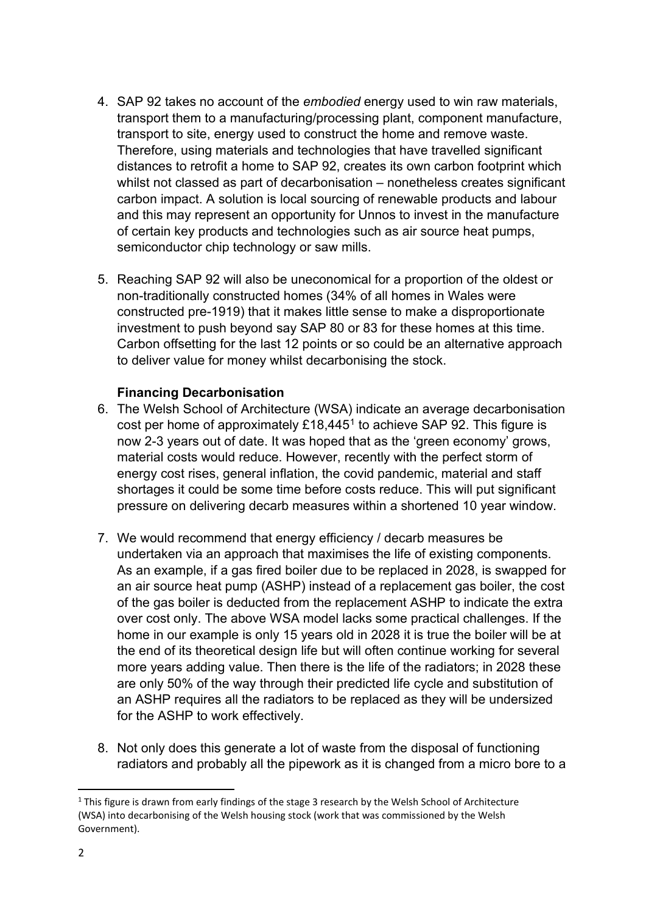4. SAP 92 takes no account of the *embodied* energy used to win raw materials, transport them to a manufacturing/processing plant, component manufacture, transport to site, energy used to construct the home and remove waste. Therefore, using materials and technologies that have travelled significant distances to retrofit a home to SAP 92, creates its own carbon footprint which whilst not classed as part of decarbonisation – nonetheless creates significant carbon impact. A solution is local sourcing of renewable products and labour and this may represent an opportunity for Unnos to invest in the manufacture of certain key products and technologies such as air source heat pumps, semiconductor chip technology or saw mills.

5. Reaching SAP 92 will also be uneconomical for a proportion of the oldest or non-traditionally constructed homes (34% of all homes in Wales were constructed pre-1919) that it makes little sense to make a disproportionate investment to push beyond say SAP 80 or 83 for these homes at this time. Carbon offsetting for the last 12 points or so could be an alternative approach to deliver value for money whilst decarbonising the stock.

**Financing Decarbonisation**

6. The Welsh School of Architecture (WSA) indicate an average decarbonisation cost per home of approximately £18,445[1] to achieve SAP 92. This figure is now 2-3 years out of date. It was hoped that as the 'green economy' grows, material costs would reduce. However, recently with the perfect storm of energy cost rises, general inflation, the covid pandemic, material and staff shortages it could be some time before costs reduce. This will put significant pressure on delivering decarb measures within a shortened 10 year window.

7. We would recommend that energy efficiency / decarb measures be undertaken via an approach that maximises the life of existing components. As an example, if a gas fired boiler due to be replaced in 2028, is swapped for an air source heat pump (ASHP) instead of a replacement gas boiler, the cost of the gas boiler is deducted from the replacement ASHP to indicate the extra over cost only. The above WSA model lacks some practical challenges. If the home in our example is only 15 years old in 2028 it is true the boiler will be at the end of its theoretical design life but will often continue working for several more years adding value. Then there is the life of the radiators; in 2028 these are only 50% of the way through their predicted life cycle and substitution of an ASHP requires all the radiators to be replaced as they will be undersized for the ASHP to work effectively.

8. Not only does this generate a lot of waste from the disposal of functioning radiators and probably all the pipework as it is changed from a micro bore to a

[1] This figure is drawn from early findings of the stage 3 research by the Welsh School of Architecture (WSA) into decarbonising of the Welsh housing stock (work that was commissioned by the Welsh Government).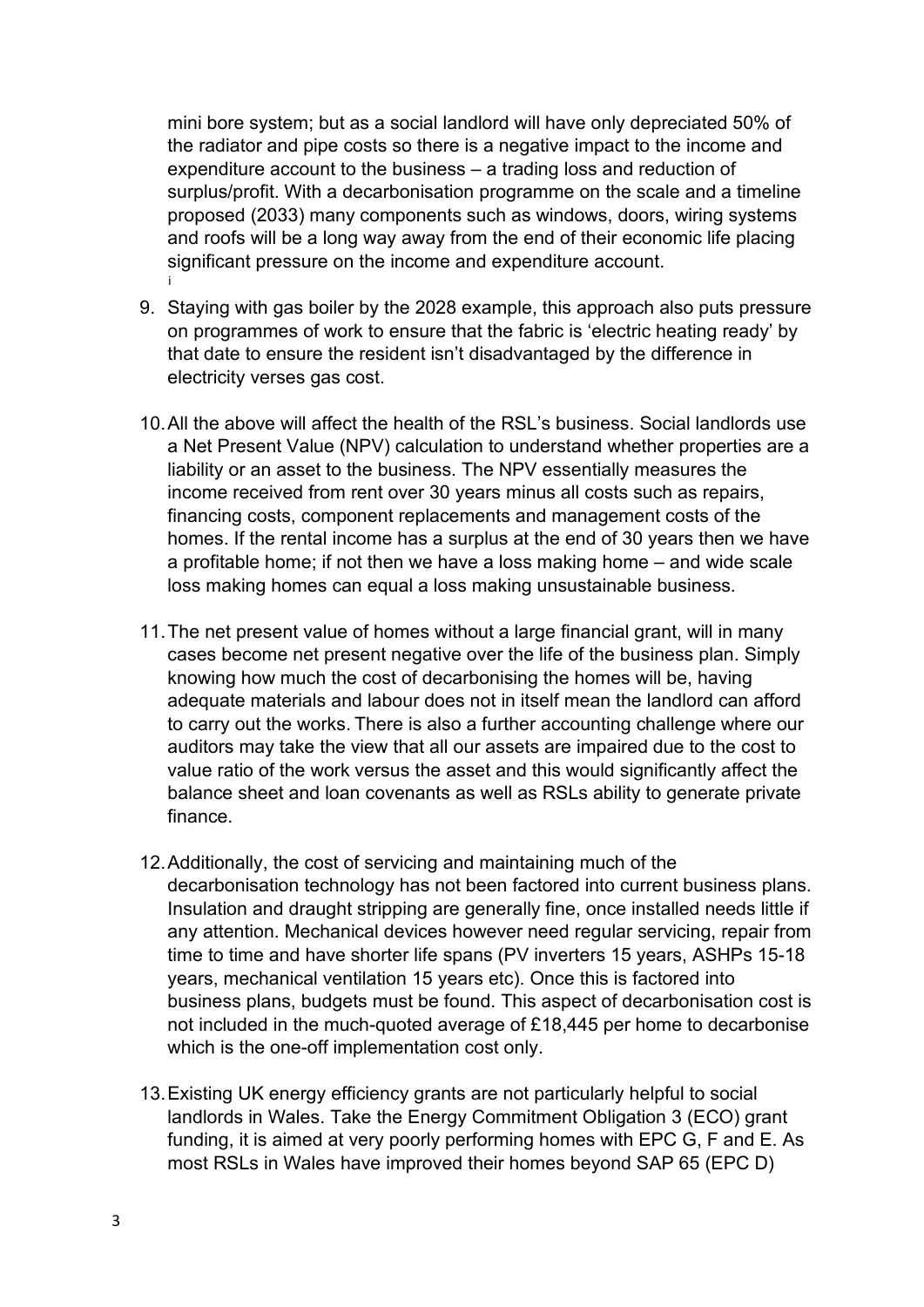mini bore system; but as a social landlord will have only depreciated 50% of the radiator and pipe costs so there is a negative impact to the income and expenditure account to the business – a trading loss and reduction of surplus/profit. With a decarbonisation programme on the scale and a timeline proposed (2033) many components such as windows, doors, wiring systems and roofs will be a long way away from the end of their economic life placing significant pressure on the income and expenditure account.
[i]

9. Staying with gas boiler by the 2028 example, this approach also puts pressure on programmes of work to ensure that the fabric is 'electric heating ready' by that date to ensure the resident isn't disadvantaged by the difference in electricity verses gas cost.

10. All the above will affect the health of the RSL's business. Social landlords use a Net Present Value (NPV) calculation to understand whether properties are a liability or an asset to the business. The NPV essentially measures the income received from rent over 30 years minus all costs such as repairs, financing costs, component replacements and management costs of the homes. If the rental income has a surplus at the end of 30 years then we have a profitable home; if not then we have a loss making home – and wide scale loss making homes can equal a loss making unsustainable business.

11. The net present value of homes without a large financial grant, will in many cases become net present negative over the life of the business plan. Simply knowing how much the cost of decarbonising the homes will be, having adequate materials and labour does not in itself mean the landlord can afford to carry out the works. There is also a further accounting challenge where our auditors may take the view that all our assets are impaired due to the cost to value ratio of the work versus the asset and this would significantly affect the balance sheet and loan covenants as well as RSLs ability to generate private finance.

12. Additionally, the cost of servicing and maintaining much of the decarbonisation technology has not been factored into current business plans. Insulation and draught stripping are generally fine, once installed needs little if any attention. Mechanical devices however need regular servicing, repair from time to time and have shorter life spans (PV inverters 15 years, ASHPs 15-18 years, mechanical ventilation 15 years etc). Once this is factored into business plans, budgets must be found. This aspect of decarbonisation cost is not included in the much-quoted average of £18,445 per home to decarbonise which is the one-off implementation cost only.

13. Existing UK energy efficiency grants are not particularly helpful to social landlords in Wales. Take the Energy Commitment Obligation 3 (ECO) grant funding, it is aimed at very poorly performing homes with EPC G, F and E. As most RSLs in Wales have improved their homes beyond SAP 65 (EPC D)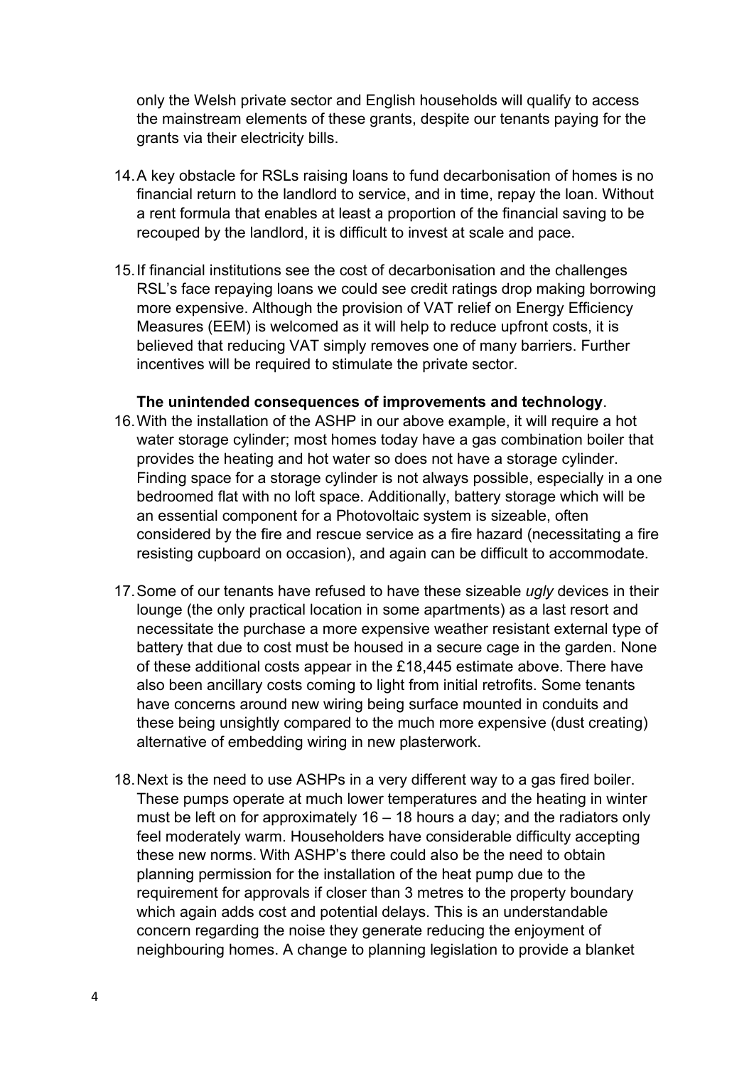only the Welsh private sector and English households will qualify to access the mainstream elements of these grants, despite our tenants paying for the grants via their electricity bills.

14. A key obstacle for RSLs raising loans to fund decarbonisation of homes is no financial return to the landlord to service, and in time, repay the loan. Without a rent formula that enables at least a proportion of the financial saving to be recouped by the landlord, it is difficult to invest at scale and pace.

15. If financial institutions see the cost of decarbonisation and the challenges RSL's face repaying loans we could see credit ratings drop making borrowing more expensive. Although the provision of VAT relief on Energy Efficiency Measures (EEM) is welcomed as it will help to reduce upfront costs, it is believed that reducing VAT simply removes one of many barriers. Further incentives will be required to stimulate the private sector.

**The unintended consequences of improvements and technology**.

16. With the installation of the ASHP in our above example, it will require a hot water storage cylinder; most homes today have a gas combination boiler that provides the heating and hot water so does not have a storage cylinder. Finding space for a storage cylinder is not always possible, especially in a one bedroomed flat with no loft space. Additionally, battery storage which will be an essential component for a Photovoltaic system is sizeable, often considered by the fire and rescue service as a fire hazard (necessitating a fire resisting cupboard on occasion), and again can be difficult to accommodate.

17. Some of our tenants have refused to have these sizeable *ugly* devices in their lounge (the only practical location in some apartments) as a last resort and necessitate the purchase a more expensive weather resistant external type of battery that due to cost must be housed in a secure cage in the garden. None of these additional costs appear in the £18,445 estimate above. There have also been ancillary costs coming to light from initial retrofits. Some tenants have concerns around new wiring being surface mounted in conduits and these being unsightly compared to the much more expensive (dust creating) alternative of embedding wiring in new plasterwork.

18. Next is the need to use ASHPs in a very different way to a gas fired boiler. These pumps operate at much lower temperatures and the heating in winter must be left on for approximately 16 – 18 hours a day; and the radiators only feel moderately warm. Householders have considerable difficulty accepting these new norms. With ASHP's there could also be the need to obtain planning permission for the installation of the heat pump due to the requirement for approvals if closer than 3 metres to the property boundary which again adds cost and potential delays. This is an understandable concern regarding the noise they generate reducing the enjoyment of neighbouring homes. A change to planning legislation to provide a blanket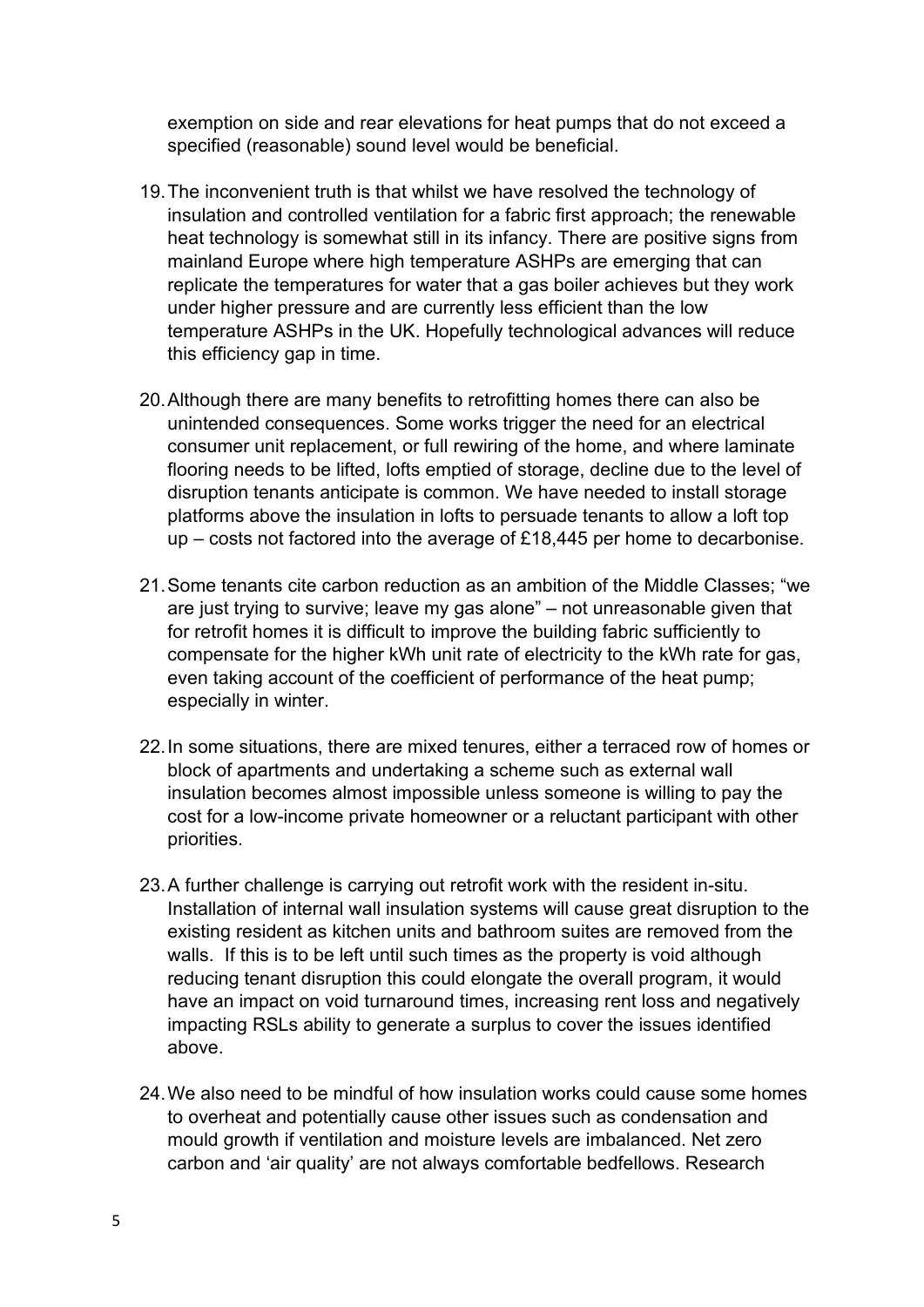exemption on side and rear elevations for heat pumps that do not exceed a specified (reasonable) sound level would be beneficial.

19. The inconvenient truth is that whilst we have resolved the technology of insulation and controlled ventilation for a fabric first approach; the renewable heat technology is somewhat still in its infancy. There are positive signs from mainland Europe where high temperature ASHPs are emerging that can replicate the temperatures for water that a gas boiler achieves but they work under higher pressure and are currently less efficient than the low temperature ASHPs in the UK. Hopefully technological advances will reduce this efficiency gap in time.

20. Although there are many benefits to retrofitting homes there can also be unintended consequences. Some works trigger the need for an electrical consumer unit replacement, or full rewiring of the home, and where laminate flooring needs to be lifted, lofts emptied of storage, decline due to the level of disruption tenants anticipate is common. We have needed to install storage platforms above the insulation in lofts to persuade tenants to allow a loft top up – costs not factored into the average of £18,445 per home to decarbonise.

21. Some tenants cite carbon reduction as an ambition of the Middle Classes; "we are just trying to survive; leave my gas alone" – not unreasonable given that for retrofit homes it is difficult to improve the building fabric sufficiently to compensate for the higher kWh unit rate of electricity to the kWh rate for gas, even taking account of the coefficient of performance of the heat pump; especially in winter.

22. In some situations, there are mixed tenures, either a terraced row of homes or block of apartments and undertaking a scheme such as external wall insulation becomes almost impossible unless someone is willing to pay the cost for a low-income private homeowner or a reluctant participant with other priorities.

23. A further challenge is carrying out retrofit work with the resident in-situ. Installation of internal wall insulation systems will cause great disruption to the existing resident as kitchen units and bathroom suites are removed from the walls. If this is to be left until such times as the property is void although reducing tenant disruption this could elongate the overall program, it would have an impact on void turnaround times, increasing rent loss and negatively impacting RSLs ability to generate a surplus to cover the issues identified above.

24. We also need to be mindful of how insulation works could cause some homes to overheat and potentially cause other issues such as condensation and mould growth if ventilation and moisture levels are imbalanced. Net zero carbon and 'air quality' are not always comfortable bedfellows. Research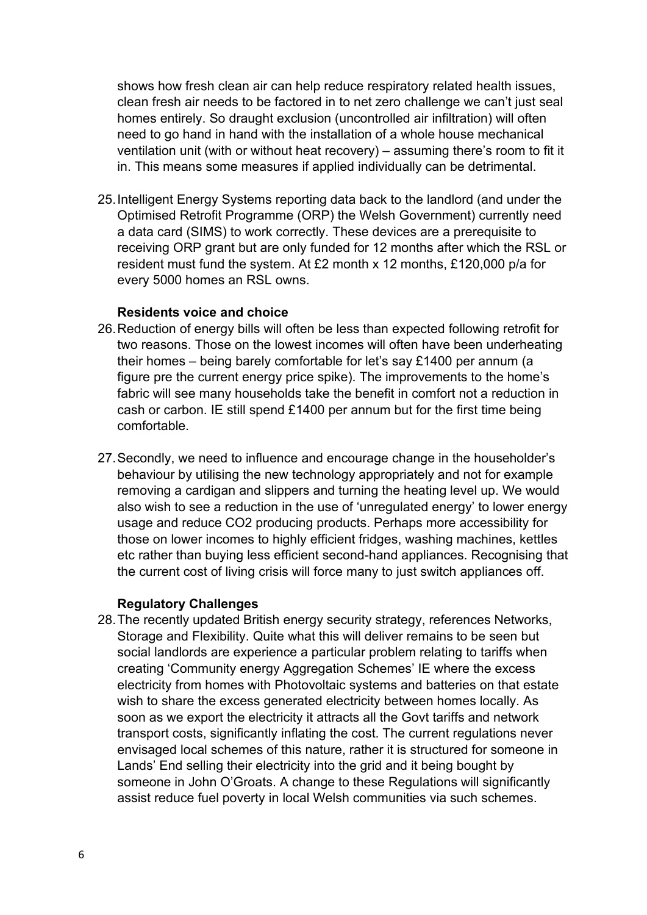shows how fresh clean air can help reduce respiratory related health issues, clean fresh air needs to be factored in to net zero challenge we can't just seal homes entirely. So draught exclusion (uncontrolled air infiltration) will often need to go hand in hand with the installation of a whole house mechanical ventilation unit (with or without heat recovery) – assuming there's room to fit it in. This means some measures if applied individually can be detrimental.

25. Intelligent Energy Systems reporting data back to the landlord (and under the Optimised Retrofit Programme (ORP) the Welsh Government) currently need a data card (SIMS) to work correctly. These devices are a prerequisite to receiving ORP grant but are only funded for 12 months after which the RSL or resident must fund the system. At £2 month x 12 months, £120,000 p/a for every 5000 homes an RSL owns.

**Residents voice and choice**

26. Reduction of energy bills will often be less than expected following retrofit for two reasons. Those on the lowest incomes will often have been underheating their homes – being barely comfortable for let's say £1400 per annum (a figure pre the current energy price spike). The improvements to the home's fabric will see many households take the benefit in comfort not a reduction in cash or carbon. IE still spend £1400 per annum but for the first time being comfortable.

27. Secondly, we need to influence and encourage change in the householder's behaviour by utilising the new technology appropriately and not for example removing a cardigan and slippers and turning the heating level up. We would also wish to see a reduction in the use of 'unregulated energy' to lower energy usage and reduce $CO_2$ producing products. Perhaps more accessibility for those on lower incomes to highly efficient fridges, washing machines, kettles etc rather than buying less efficient second-hand appliances. Recognising that the current cost of living crisis will force many to just switch appliances off.

**Regulatory Challenges**

28. The recently updated British energy security strategy, references Networks, Storage and Flexibility. Quite what this will deliver remains to be seen but social landlords are experience a particular problem relating to tariffs when creating 'Community energy Aggregation Schemes' IE where the excess electricity from homes with Photovoltaic systems and batteries on that estate wish to share the excess generated electricity between homes locally. As soon as we export the electricity it attracts all the Govt tariffs and network transport costs, significantly inflating the cost. The current regulations never envisaged local schemes of this nature, rather it is structured for someone in Lands' End selling their electricity into the grid and it being bought by someone in John O'Groats. A change to these Regulations will significantly assist reduce fuel poverty in local Welsh communities via such schemes.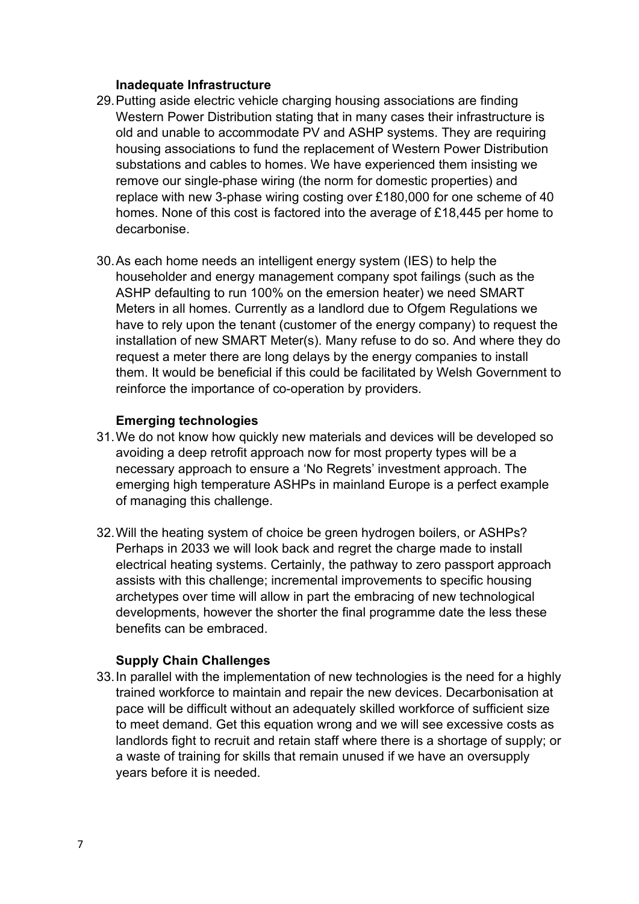**Inadequate Infrastructure**

29. Putting aside electric vehicle charging housing associations are finding Western Power Distribution stating that in many cases their infrastructure is old and unable to accommodate PV and ASHP systems. They are requiring housing associations to fund the replacement of Western Power Distribution substations and cables to homes. We have experienced them insisting we remove our single-phase wiring (the norm for domestic properties) and replace with new 3-phase wiring costing over £180,000 for one scheme of 40 homes. None of this cost is factored into the average of £18,445 per home to decarbonise.

30. As each home needs an intelligent energy system (IES) to help the householder and energy management company spot failings (such as the ASHP defaulting to run 100% on the emersion heater) we need SMART Meters in all homes. Currently as a landlord due to Ofgem Regulations we have to rely upon the tenant (customer of the energy company) to request the installation of new SMART Meter(s). Many refuse to do so. And where they do request a meter there are long delays by the energy companies to install them. It would be beneficial if this could be facilitated by Welsh Government to reinforce the importance of co-operation by providers.

**Emerging technologies**

31. We do not know how quickly new materials and devices will be developed so avoiding a deep retrofit approach now for most property types will be a necessary approach to ensure a 'No Regrets' investment approach. The emerging high temperature ASHPs in mainland Europe is a perfect example of managing this challenge.

32. Will the heating system of choice be green hydrogen boilers, or ASHPs? Perhaps in 2033 we will look back and regret the charge made to install electrical heating systems. Certainly, the pathway to zero passport approach assists with this challenge; incremental improvements to specific housing archetypes over time will allow in part the embracing of new technological developments, however the shorter the final programme date the less these benefits can be embraced.

**Supply Chain Challenges**

33. In parallel with the implementation of new technologies is the need for a highly trained workforce to maintain and repair the new devices. Decarbonisation at pace will be difficult without an adequately skilled workforce of sufficient size to meet demand. Get this equation wrong and we will see excessive costs as landlords fight to recruit and retain staff where there is a shortage of supply; or a waste of training for skills that remain unused if we have an oversupply years before it is needed.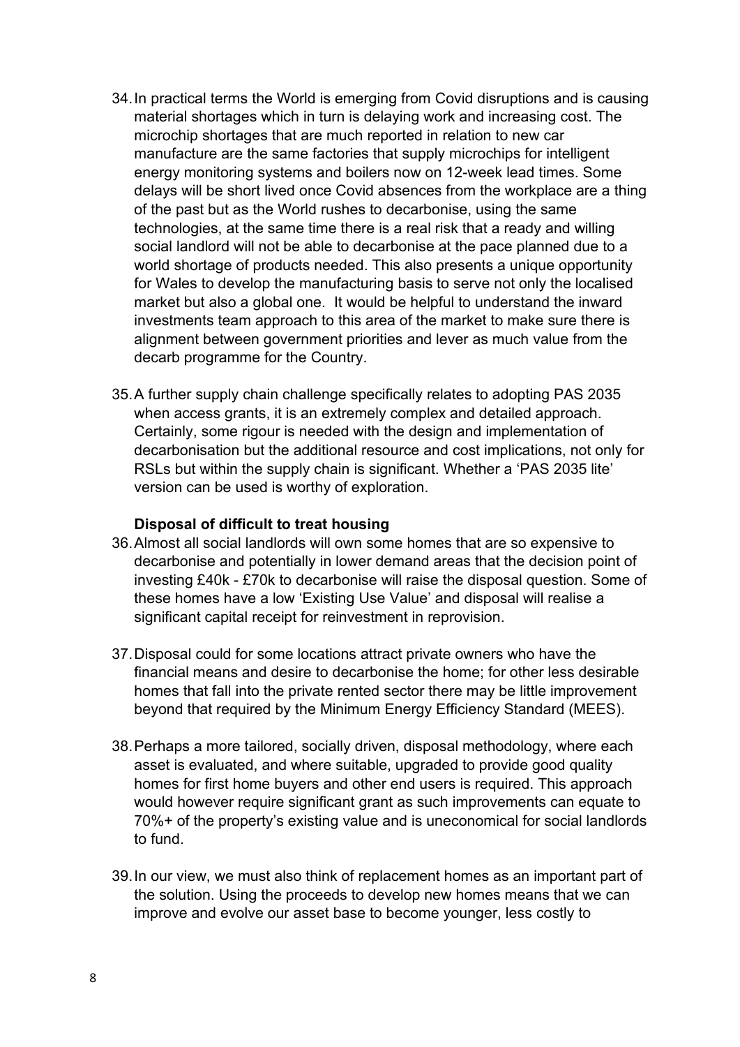34. In practical terms the World is emerging from Covid disruptions and is causing material shortages which in turn is delaying work and increasing cost. The microchip shortages that are much reported in relation to new car manufacture are the same factories that supply microchips for intelligent energy monitoring systems and boilers now on 12-week lead times. Some delays will be short lived once Covid absences from the workplace are a thing of the past but as the World rushes to decarbonise, using the same technologies, at the same time there is a real risk that a ready and willing social landlord will not be able to decarbonise at the pace planned due to a world shortage of products needed. This also presents a unique opportunity for Wales to develop the manufacturing basis to serve not only the localised market but also a global one. It would be helpful to understand the inward investments team approach to this area of the market to make sure there is alignment between government priorities and lever as much value from the decarb programme for the Country.

35. A further supply chain challenge specifically relates to adopting PAS 2035 when access grants, it is an extremely complex and detailed approach. Certainly, some rigour is needed with the design and implementation of decarbonisation but the additional resource and cost implications, not only for RSLs but within the supply chain is significant. Whether a 'PAS 2035 lite' version can be used is worthy of exploration.

**Disposal of difficult to treat housing**

36. Almost all social landlords will own some homes that are so expensive to decarbonise and potentially in lower demand areas that the decision point of investing £40k - £70k to decarbonise will raise the disposal question. Some of these homes have a low 'Existing Use Value' and disposal will realise a significant capital receipt for reinvestment in reprovision.

37. Disposal could for some locations attract private owners who have the financial means and desire to decarbonise the home; for other less desirable homes that fall into the private rented sector there may be little improvement beyond that required by the Minimum Energy Efficiency Standard (MEES).

38. Perhaps a more tailored, socially driven, disposal methodology, where each asset is evaluated, and where suitable, upgraded to provide good quality homes for first home buyers and other end users is required. This approach would however require significant grant as such improvements can equate to 70%+ of the property's existing value and is uneconomical for social landlords to fund.

39. In our view, we must also think of replacement homes as an important part of the solution. Using the proceeds to develop new homes means that we can improve and evolve our asset base to become younger, less costly to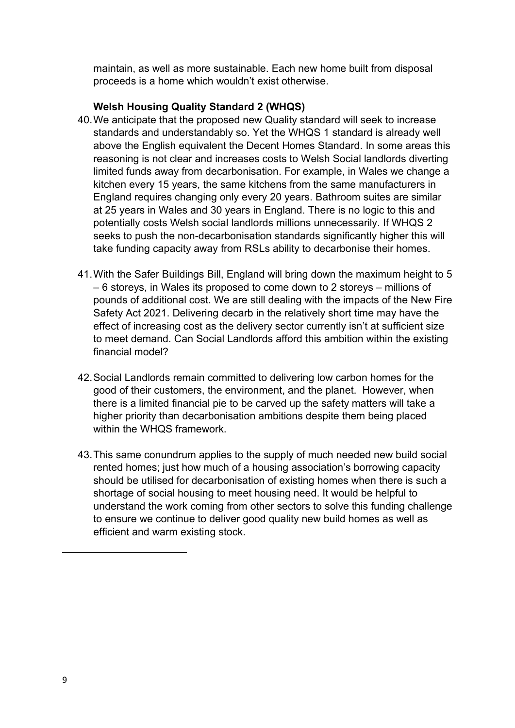maintain, as well as more sustainable. Each new home built from disposal proceeds is a home which wouldn't exist otherwise.

**Welsh Housing Quality Standard 2 (WHQS)**

40. We anticipate that the proposed new Quality standard will seek to increase standards and understandably so. Yet the WHQS 1 standard is already well above the English equivalent the Decent Homes Standard. In some areas this reasoning is not clear and increases costs to Welsh Social landlords diverting limited funds away from decarbonisation. For example, in Wales we change a kitchen every 15 years, the same kitchens from the same manufacturers in England requires changing only every 20 years. Bathroom suites are similar at 25 years in Wales and 30 years in England. There is no logic to this and potentially costs Welsh social landlords millions unnecessarily. If WHQS 2 seeks to push the non-decarbonisation standards significantly higher this will take funding capacity away from RSLs ability to decarbonise their homes.

41. With the Safer Buildings Bill, England will bring down the maximum height to 5 – 6 storeys, in Wales its proposed to come down to 2 storeys – millions of pounds of additional cost. We are still dealing with the impacts of the New Fire Safety Act 2021. Delivering decarb in the relatively short time may have the effect of increasing cost as the delivery sector currently isn't at sufficient size to meet demand. Can Social Landlords afford this ambition within the existing financial model?

42. Social Landlords remain committed to delivering low carbon homes for the good of their customers, the environment, and the planet. However, when there is a limited financial pie to be carved up the safety matters will take a higher priority than decarbonisation ambitions despite them being placed within the WHQS framework.

43. This same conundrum applies to the supply of much needed new build social rented homes; just how much of a housing association's borrowing capacity should be utilised for decarbonisation of existing homes when there is such a shortage of social housing to meet housing need. It would be helpful to understand the work coming from other sectors to solve this funding challenge to ensure we continue to deliver good quality new build homes as well as efficient and warm existing stock.